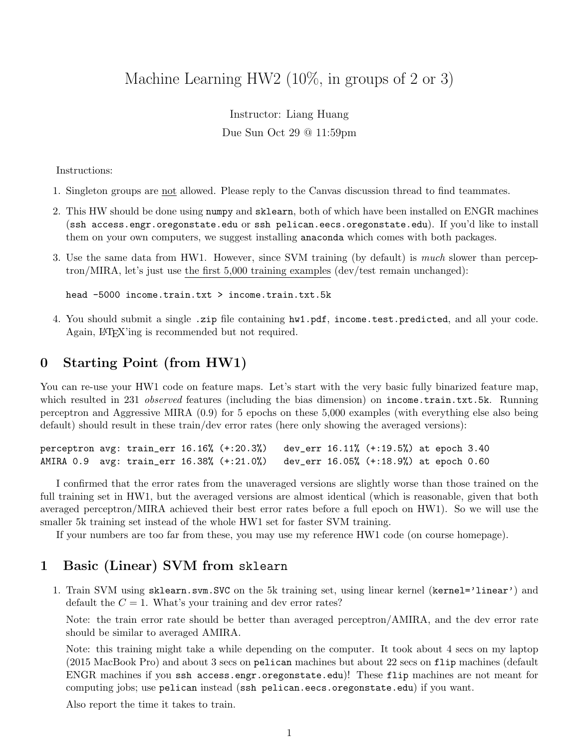# Machine Learning HW2 (10%, in groups of 2 or 3)

Instructor: Liang Huang

Due Sun Oct 29 @ 11:59pm

Instructions:

1. Singleton groups are not allowed. Please reply to the Canvas discussion thread to find teammates.
2. This HW should be done using `numpy` and `sklearn`, both of which have been installed on ENGR machines (`ssh access.engr.oregonstate.edu` or `ssh pelican.eecs.oregonstate.edu`). If you'd like to install them on your own computers, we suggest installing `anaconda` which comes with both packages.
3. Use the same data from HW1. However, since SVM training (by default) is *much* slower than perceptron/MIRA, let's just use the first 5,000 training examples (dev/test remain unchanged):

   ```
   head -5000 income.train.txt > income.train.txt.5k
   ```

4. You should submit a single `.zip` file containing `hw1.pdf`, `income.test.predicted`, and all your code. Again, LaTeX'ing is recommended but not required.

## 0 Starting Point (from HW1)

You can re-use your HW1 code on feature maps. Let's start with the very basic fully binarized feature map, which resulted in 231 *observed* features (including the bias dimension) on `income.train.txt.5k`. Running perceptron and Aggressive MIRA (0.9) for 5 epochs on these 5,000 examples (with everything else also being default) should result in these train/dev error rates (here only showing the averaged versions):

```
perceptron avg: train_err 16.16% (+:20.3%)   dev_err 16.11% (+:19.5%) at epoch 3.40
AMIRA 0.9  avg: train_err 16.38% (+:21.0%)   dev_err 16.05% (+:18.9%) at epoch 0.60
```

I confirmed that the error rates from the unaveraged versions are slightly worse than those trained on the full training set in HW1, but the averaged versions are almost identical (which is reasonable, given that both averaged perceptron/MIRA achieved their best error rates before a full epoch on HW1). So we will use the smaller 5k training set instead of the whole HW1 set for faster SVM training.

If your numbers are too far from these, you may use my reference HW1 code (on course homepage).

## 1 Basic (Linear) SVM from `sklearn`

1. Train SVM using `sklearn.svm.SVC` on the 5k training set, using linear kernel (`kernel='linear'`) and default the $C = 1$. What's your training and dev error rates?

   Note: the train error rate should be better than averaged perceptron/AMIRA, and the dev error rate should be similar to averaged AMIRA.

   Note: this training might take a while depending on the computer. It took about 4 secs on my laptop (2015 MacBook Pro) and about 3 secs on `pelican` machines but about 22 secs on `flip` machines (default ENGR machines if you `ssh access.engr.oregonstate.edu`)! These `flip` machines are not meant for computing jobs; use `pelican` instead (`ssh pelican.eecs.oregonstate.edu`) if you want.

   Also report the time it takes to train.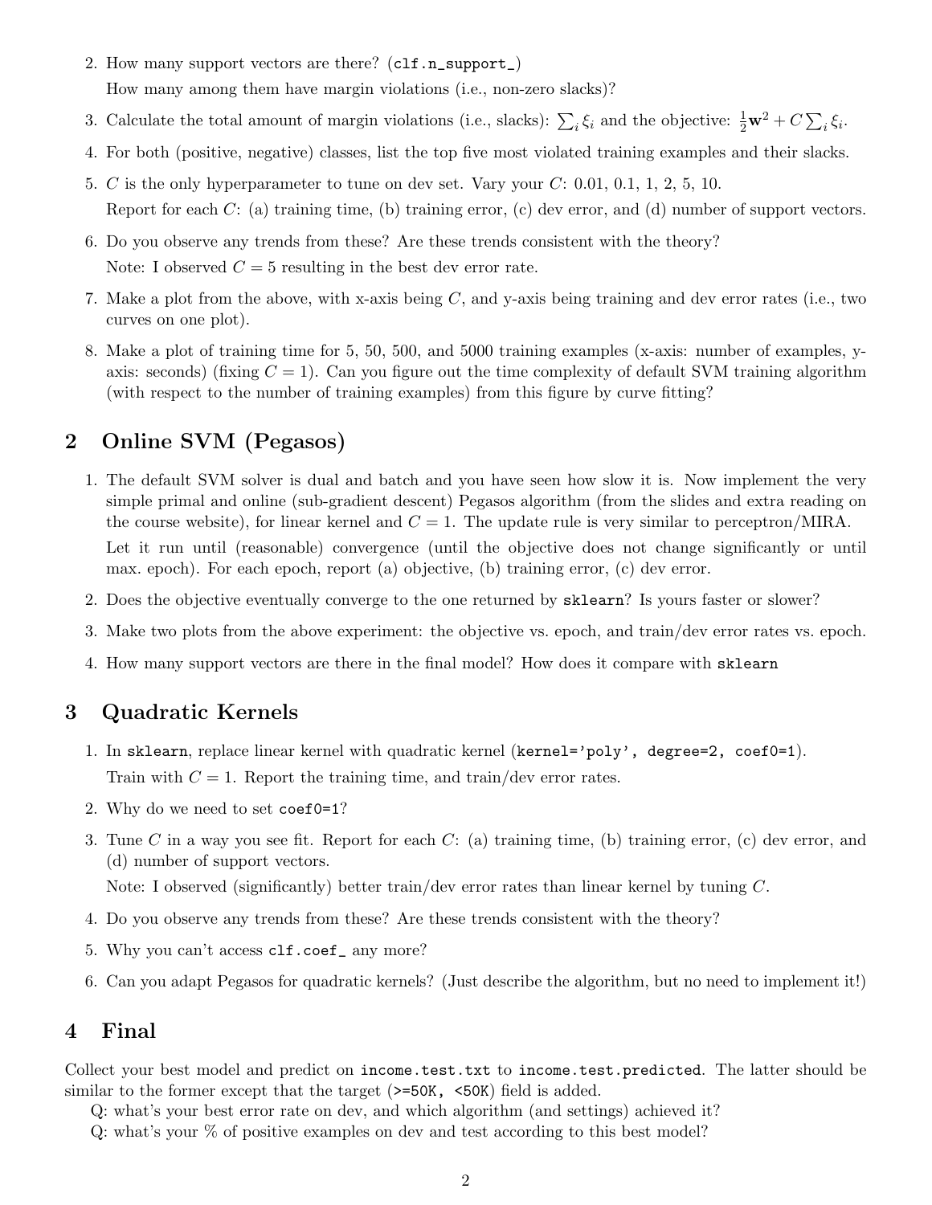2. How many support vectors are there? (`clf.n_support_`)

   How many among them have margin violations (i.e., non-zero slacks)?

3. Calculate the total amount of margin violations (i.e., slacks): $\sum_i \xi_i$ and the objective: $\frac{1}{2}\mathbf{w}^2 + C\sum_i \xi_i$.

4. For both (positive, negative) classes, list the top five most violated training examples and their slacks.

5. $C$ is the only hyperparameter to tune on dev set. Vary your $C$: 0.01, 0.1, 1, 2, 5, 10.

   Report for each $C$: (a) training time, (b) training error, (c) dev error, and (d) number of support vectors.

6. Do you observe any trends from these? Are these trends consistent with the theory?

   Note: I observed $C = 5$ resulting in the best dev error rate.

7. Make a plot from the above, with x-axis being $C$, and y-axis being training and dev error rates (i.e., two curves on one plot).

8. Make a plot of training time for 5, 50, 500, and 5000 training examples (x-axis: number of examples, y-axis: seconds) (fixing $C = 1$). Can you figure out the time complexity of default SVM training algorithm (with respect to the number of training examples) from this figure by curve fitting?

## 2 Online SVM (Pegasos)

1. The default SVM solver is dual and batch and you have seen how slow it is. Now implement the very simple primal and online (sub-gradient descent) Pegasos algorithm (from the slides and extra reading on the course website), for linear kernel and $C = 1$. The update rule is very similar to perceptron/MIRA.

   Let it run until (reasonable) convergence (until the objective does not change significantly or until max. epoch). For each epoch, report (a) objective, (b) training error, (c) dev error.

2. Does the objective eventually converge to the one returned by `sklearn`? Is yours faster or slower?

3. Make two plots from the above experiment: the objective vs. epoch, and train/dev error rates vs. epoch.

4. How many support vectors are there in the final model? How does it compare with `sklearn`

## 3 Quadratic Kernels

1. In `sklearn`, replace linear kernel with quadratic kernel (`kernel='poly', degree=2, coef0=1`).

   Train with $C = 1$. Report the training time, and train/dev error rates.

2. Why do we need to set `coef0=1`?

3. Tune $C$ in a way you see fit. Report for each $C$: (a) training time, (b) training error, (c) dev error, and (d) number of support vectors.

   Note: I observed (significantly) better train/dev error rates than linear kernel by tuning $C$.

4. Do you observe any trends from these? Are these trends consistent with the theory?

5. Why you can't access `clf.coef_` any more?

6. Can you adapt Pegasos for quadratic kernels? (Just describe the algorithm, but no need to implement it!)

## 4 Final

Collect your best model and predict on `income.test.txt` to `income.test.predicted`. The latter should be similar to the former except that the target (`>=50K, <50K`) field is added.

Q: what's your best error rate on dev, and which algorithm (and settings) achieved it?

Q: what's your % of positive examples on dev and test according to this best model?